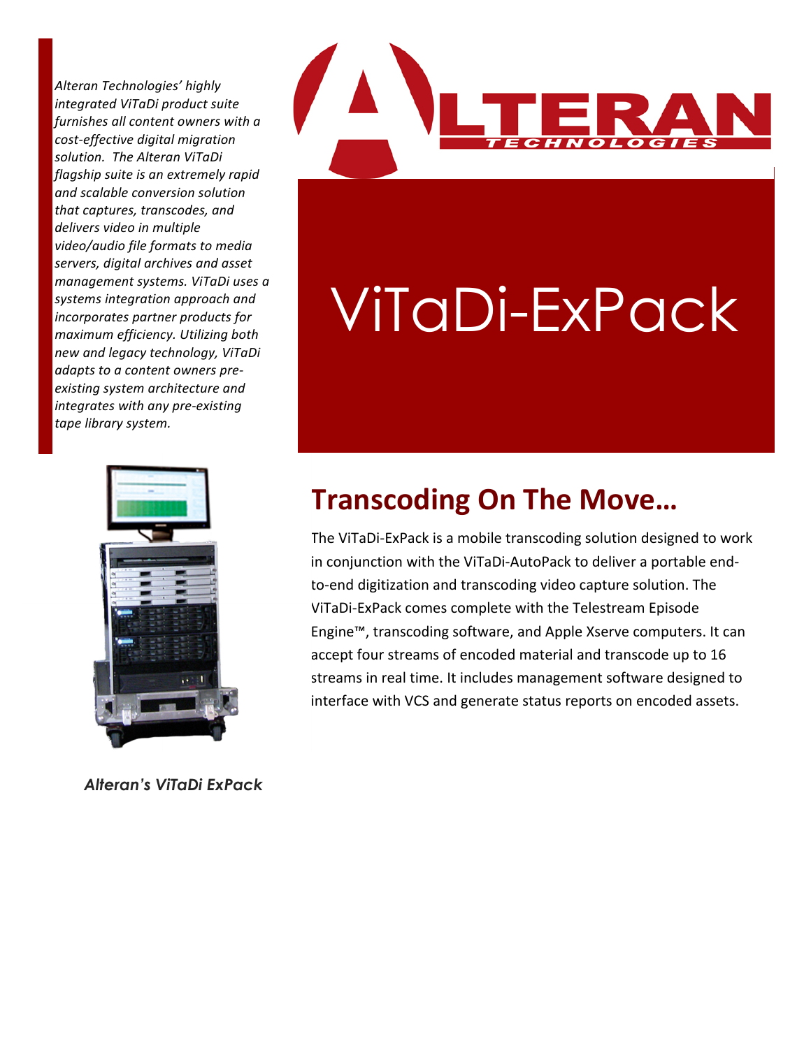*Alteran Technologies' highly integrated ViTaDi product suite furnishes all content owners with a cost-effective digital migration solution. The Alteran ViTaDi flagship suite is an extremely rapid and scalable conversion solution that captures, transcodes, and delivers video in multiple video/audio file formats to media servers, digital archives and asset management systems. ViTaDi uses a systems integration approach and incorporates partner products for maximum efficiency. Utilizing both new and legacy technology, ViTaDi adapts to a content owners pre-existing system architecture and integrates with any pre-existing tape library system.*

ALTERAN TECHNOLOGIES

# ViTaDi-ExPack

## Transcoding On The Move…

The ViTaDi-ExPack is a mobile transcoding solution designed to work in conjunction with the ViTaDi-AutoPack to deliver a portable end-to-end digitization and transcoding video capture solution. The ViTaDi-ExPack comes complete with the Telestream Episode Engine™, transcoding software, and Apple Xserve computers. It can accept four streams of encoded material and transcode up to 16 streams in real time. It includes management software designed to interface with VCS and generate status reports on encoded assets.

*Alteran's ViTaDi ExPack*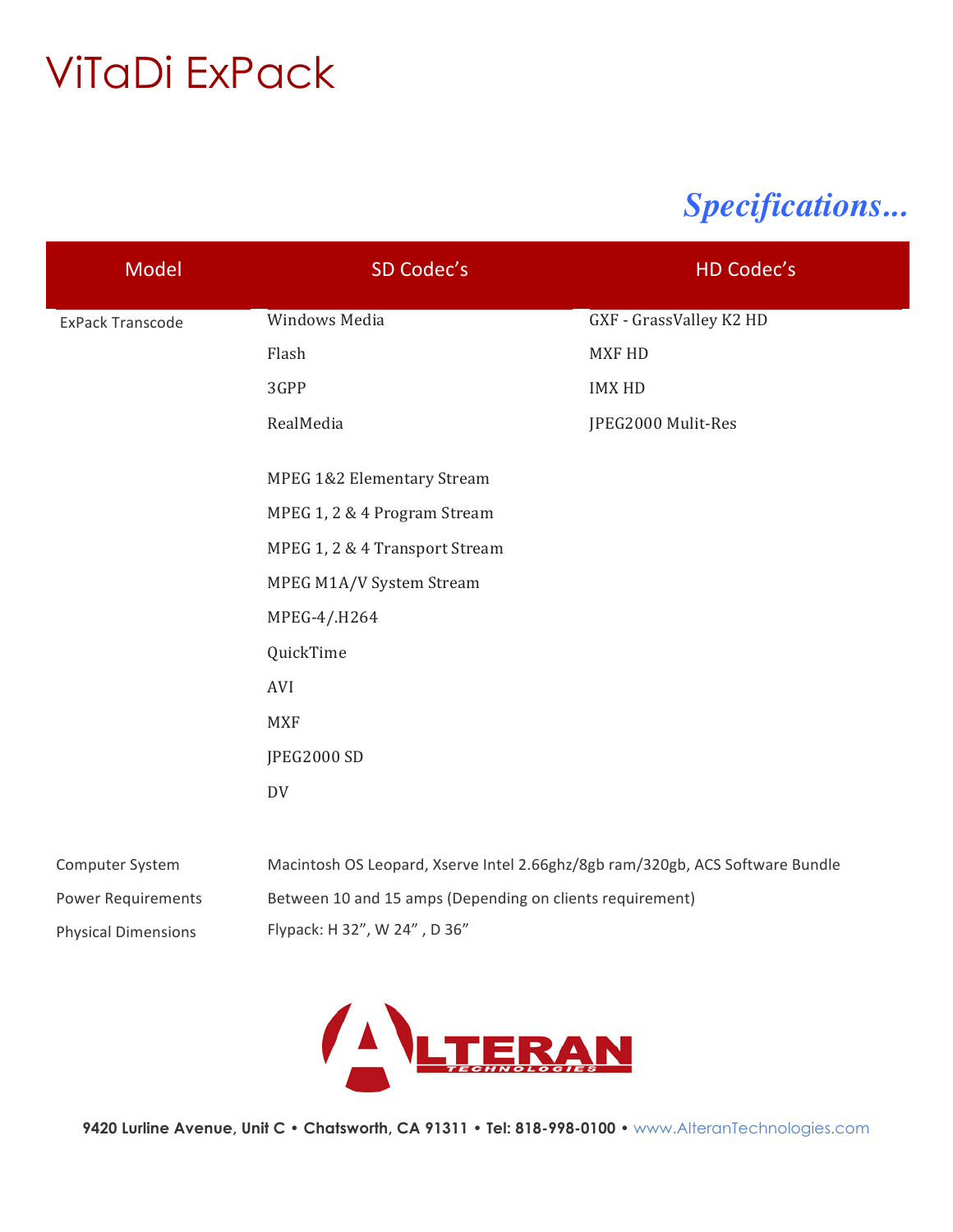# ViTaDi ExPack

## *Specifications...*

| Model | SD Codec's | HD Codec's |
|---|---|---|
| ExPack Transcode | Windows Media | GXF - GrassValley K2 HD |
| | Flash | MXF HD |
| | 3GPP | IMX HD |
| | RealMedia | JPEG2000 Mulit-Res |
| | MPEG 1&2 Elementary Stream | |
| | MPEG 1, 2 & 4 Program Stream | |
| | MPEG 1, 2 & 4 Transport Stream | |
| | MPEG M1A/V System Stream | |
| | MPEG-4/.H264 | |
| | QuickTime | |
| | AVI | |
| | MXF | |
| | JPEG2000 SD | |
| | DV | |

| | |
|---|---|
| Computer System | Macintosh OS Leopard, Xserve Intel 2.66ghz/8gb ram/320gb, ACS Software Bundle |
| Power Requirements | Between 10 and 15 amps (Depending on clients requirement) |
| Physical Dimensions | Flypack: H 32", W 24" , D 36" |

ALTERAN TECHNOLOGIES

**9420 Lurline Avenue, Unit C • Chatsworth, CA 91311 • Tel: 818-998-0100 •** www.AlteranTechnologies.com